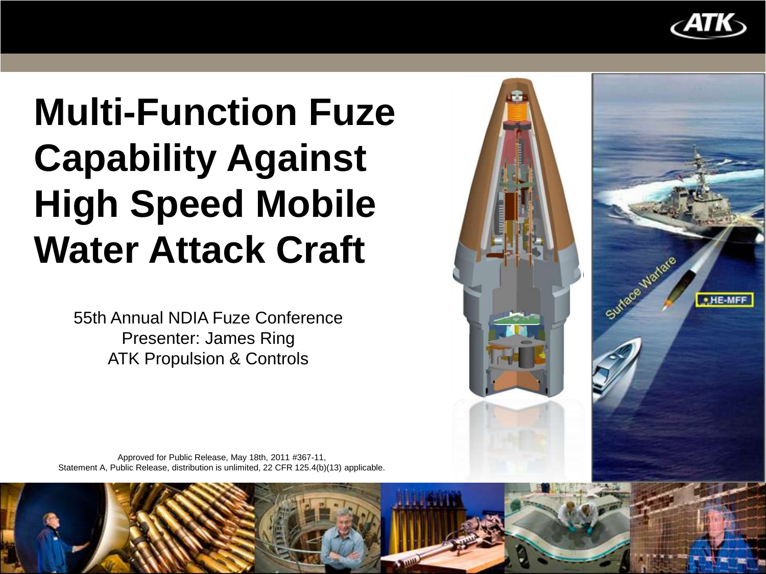# Multi-Function Fuze Capability Against High Speed Mobile Water Attack Craft

55th Annual NDIA Fuze Conference
Presenter: James Ring
ATK Propulsion & Controls

Approved for Public Release, May 18th, 2011 #367-11,
Statement A, Public Release, distribution is unlimited, 22 CFR 125.4(b)(13) applicable.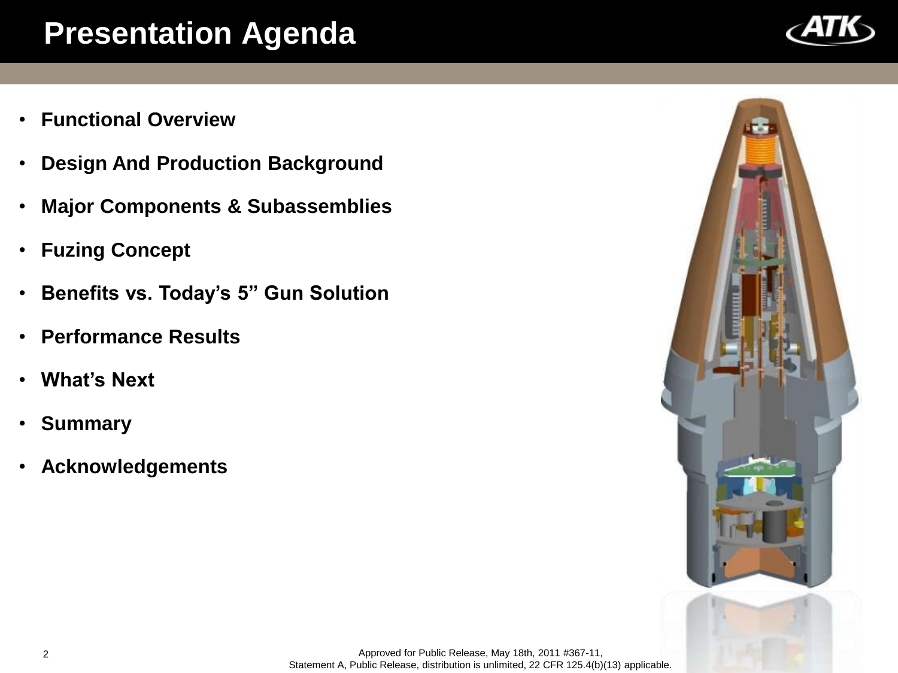# Presentation Agenda

- **Functional Overview**
- **Design And Production Background**
- **Major Components & Subassemblies**
- **Fuzing Concept**
- **Benefits vs. Today's 5" Gun Solution**
- **Performance Results**
- **What's Next**
- **Summary**
- **Acknowledgements**

Approved for Public Release, May 18th, 2011 #367-11,
Statement A, Public Release, distribution is unlimited, 22 CFR 125.4(b)(13) applicable.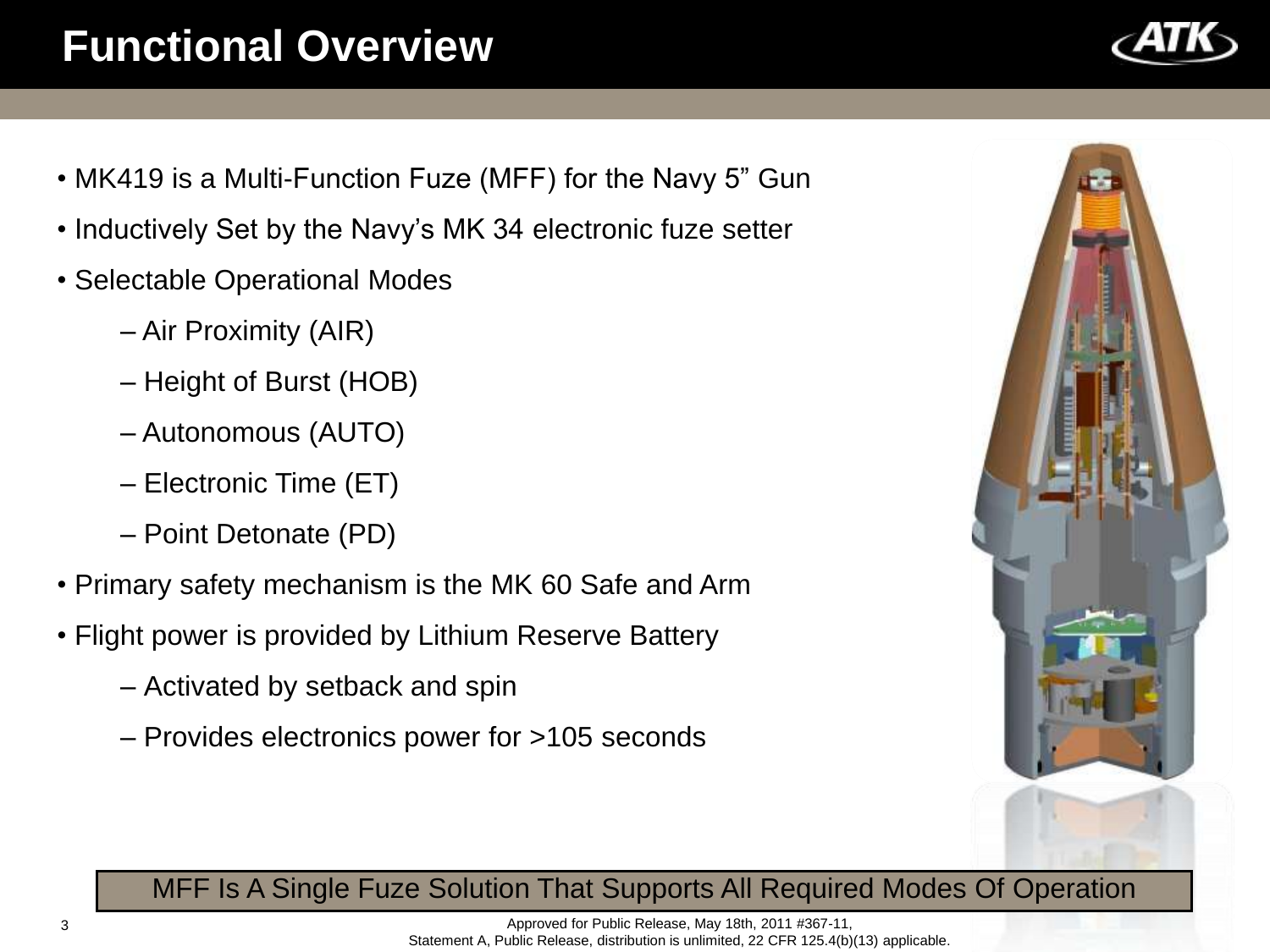# Functional Overview

- MK419 is a Multi-Function Fuze (MFF) for the Navy 5" Gun
- Inductively Set by the Navy's MK 34 electronic fuze setter
- Selectable Operational Modes
  - Air Proximity (AIR)
  - Height of Burst (HOB)
  - Autonomous (AUTO)
  - Electronic Time (ET)
  - Point Detonate (PD)
- Primary safety mechanism is the MK 60 Safe and Arm
- Flight power is provided by Lithium Reserve Battery
  - Activated by setback and spin
  - Provides electronics power for >105 seconds

**MFF Is A Single Fuze Solution That Supports All Required Modes Of Operation**

Approved for Public Release, May 18th, 2011 #367-11,
Statement A, Public Release, distribution is unlimited, 22 CFR 125.4(b)(13) applicable.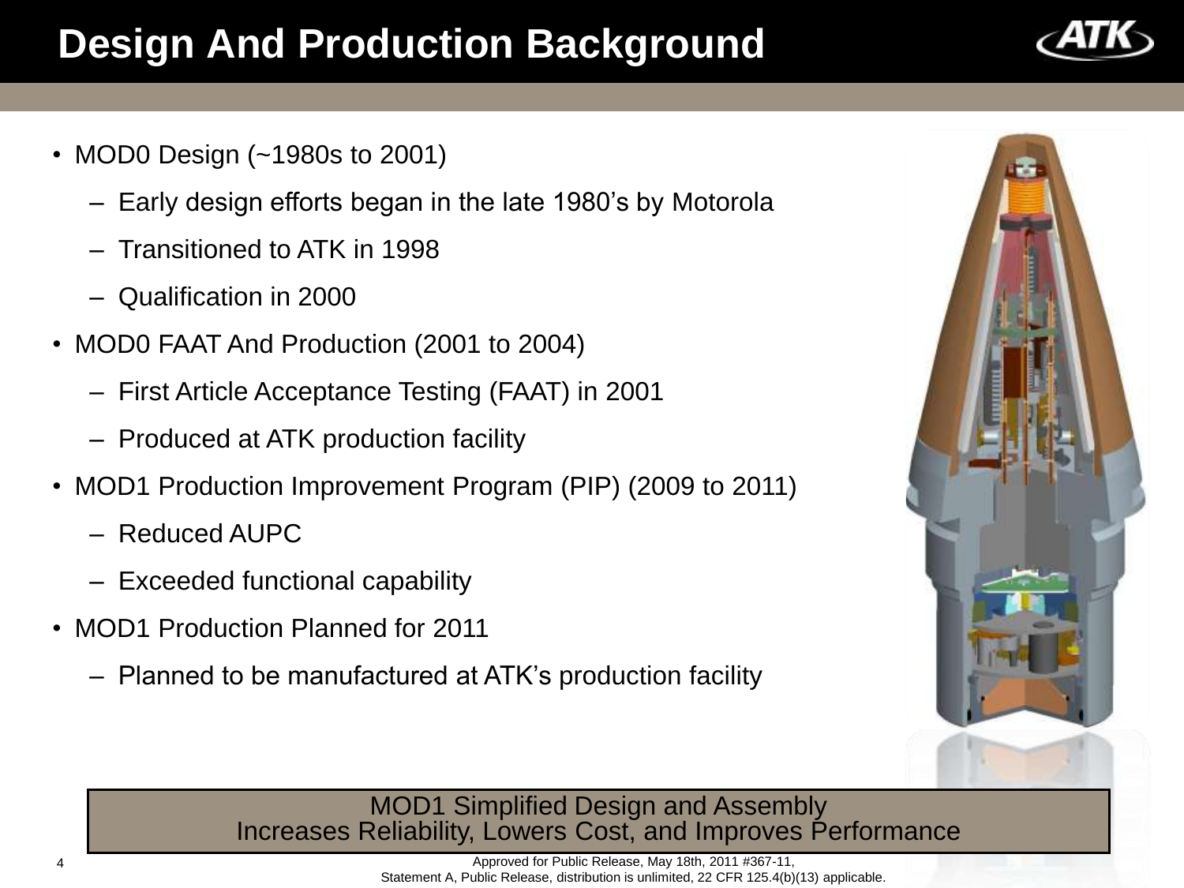# Design And Production Background

- MOD0 Design (~1980s to 2001)
  - Early design efforts began in the late 1980's by Motorola
  - Transitioned to ATK in 1998
  - Qualification in 2000
- MOD0 FAAT And Production (2001 to 2004)
  - First Article Acceptance Testing (FAAT) in 2001
  - Produced at ATK production facility
- MOD1 Production Improvement Program (PIP) (2009 to 2011)
  - Reduced AUPC
  - Exceeded functional capability
- MOD1 Production Planned for 2011
  - Planned to be manufactured at ATK's production facility

MOD1 Simplified Design and Assembly
Increases Reliability, Lowers Cost, and Improves Performance

Approved for Public Release, May 18th, 2011 #367-11,
Statement A, Public Release, distribution is unlimited, 22 CFR 125.4(b)(13) applicable.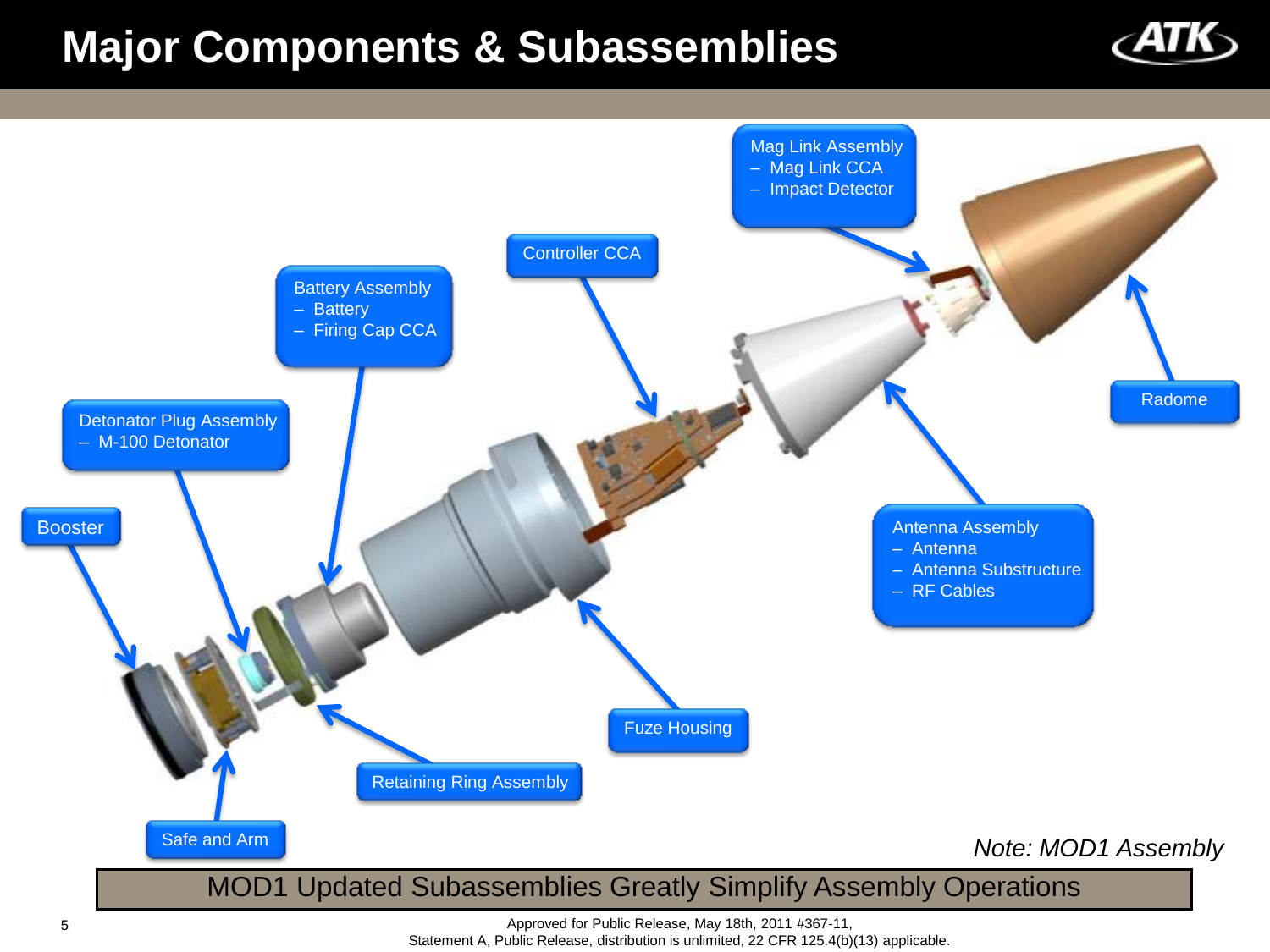# Major Components & Subassemblies

- Mag Link Assembly
  - Mag Link CCA
  - Impact Detector
- Controller CCA
- Battery Assembly
  - Battery
  - Firing Cap CCA
- Radome
- Detonator Plug Assembly
  - M-100 Detonator
- Booster
- Antenna Assembly
  - Antenna
  - Antenna Substructure
  - RF Cables
- Fuze Housing
- Retaining Ring Assembly
- Safe and Arm

*Note: MOD1 Assembly*

**MOD1 Updated Subassemblies Greatly Simplify Assembly Operations**

Approved for Public Release, May 18th, 2011 #367-11,
Statement A, Public Release, distribution is unlimited, 22 CFR 125.4(b)(13) applicable.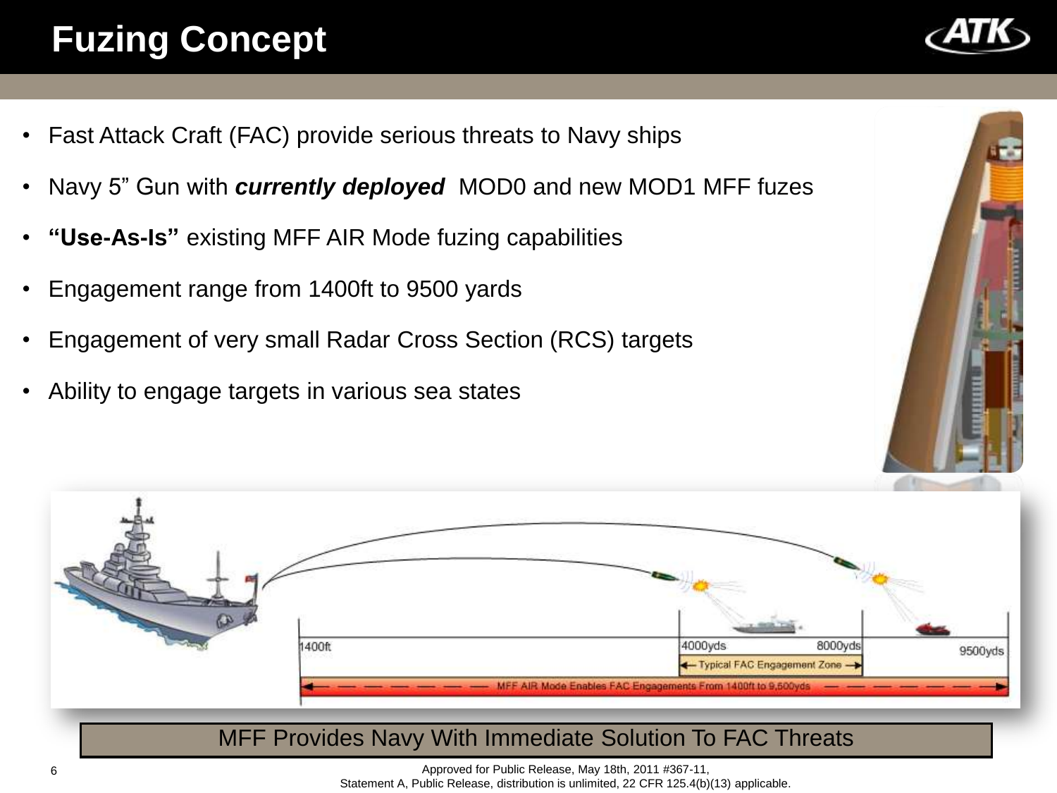# Fuzing Concept

- Fast Attack Craft (FAC) provide serious threats to Navy ships
- Navy 5" Gun with ***currently deployed*** MOD0 and new MOD1 MFF fuzes
- **"Use-As-Is"** existing MFF AIR Mode fuzing capabilities
- Engagement range from 1400ft to 9500 yards
- Engagement of very small Radar Cross Section (RCS) targets
- Ability to engage targets in various sea states

1400ft | 4000yds | 8000yds | 9500yds

Typical FAC Engagement Zone

MFF AIR Mode Enables FAC Engagements From 1400ft to 9,500yds

MFF Provides Navy With Immediate Solution To FAC Threats

Approved for Public Release, May 18th, 2011 #367-11,
Statement A, Public Release, distribution is unlimited, 22 CFR 125.4(b)(13) applicable.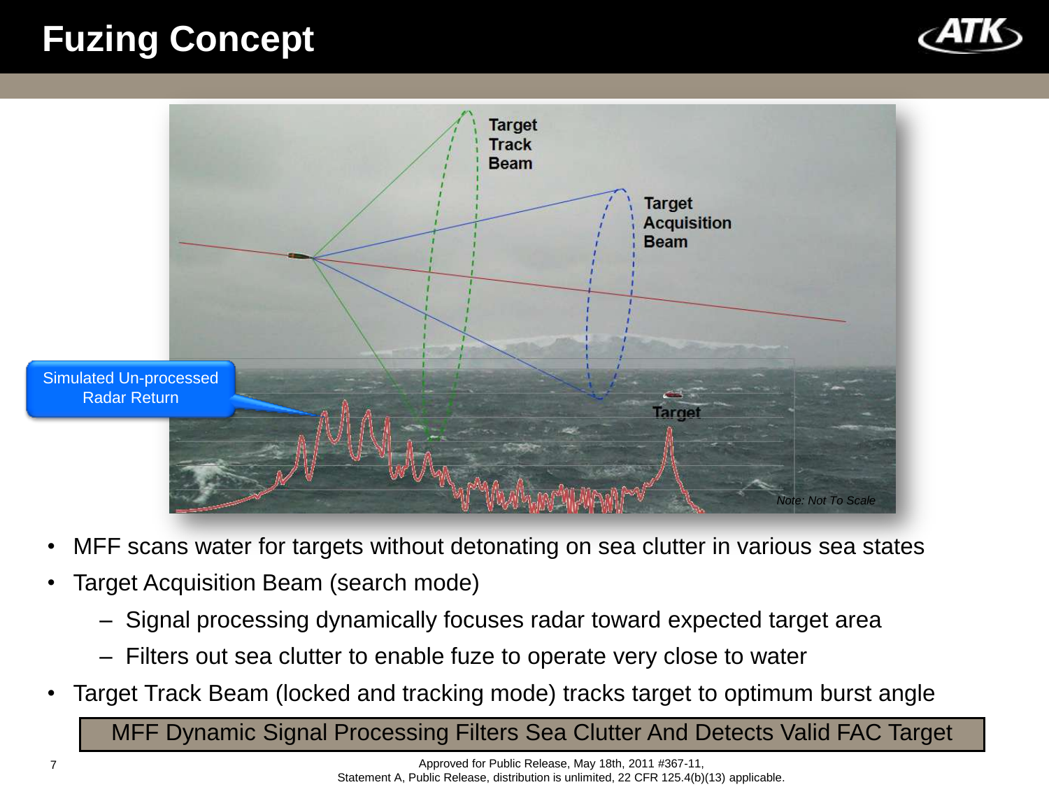# Fuzing Concept

Target Track Beam

Target Acquisition Beam

Simulated Un-processed Radar Return

Target

*Note: Not To Scale*

- MFF scans water for targets without detonating on sea clutter in various sea states
- Target Acquisition Beam (search mode)
  - Signal processing dynamically focuses radar toward expected target area
  - Filters out sea clutter to enable fuze to operate very close to water
- Target Track Beam (locked and tracking mode) tracks target to optimum burst angle

**MFF Dynamic Signal Processing Filters Sea Clutter And Detects Valid FAC Target**

Approved for Public Release, May 18th, 2011 #367-11,
Statement A, Public Release, distribution is unlimited, 22 CFR 125.4(b)(13) applicable.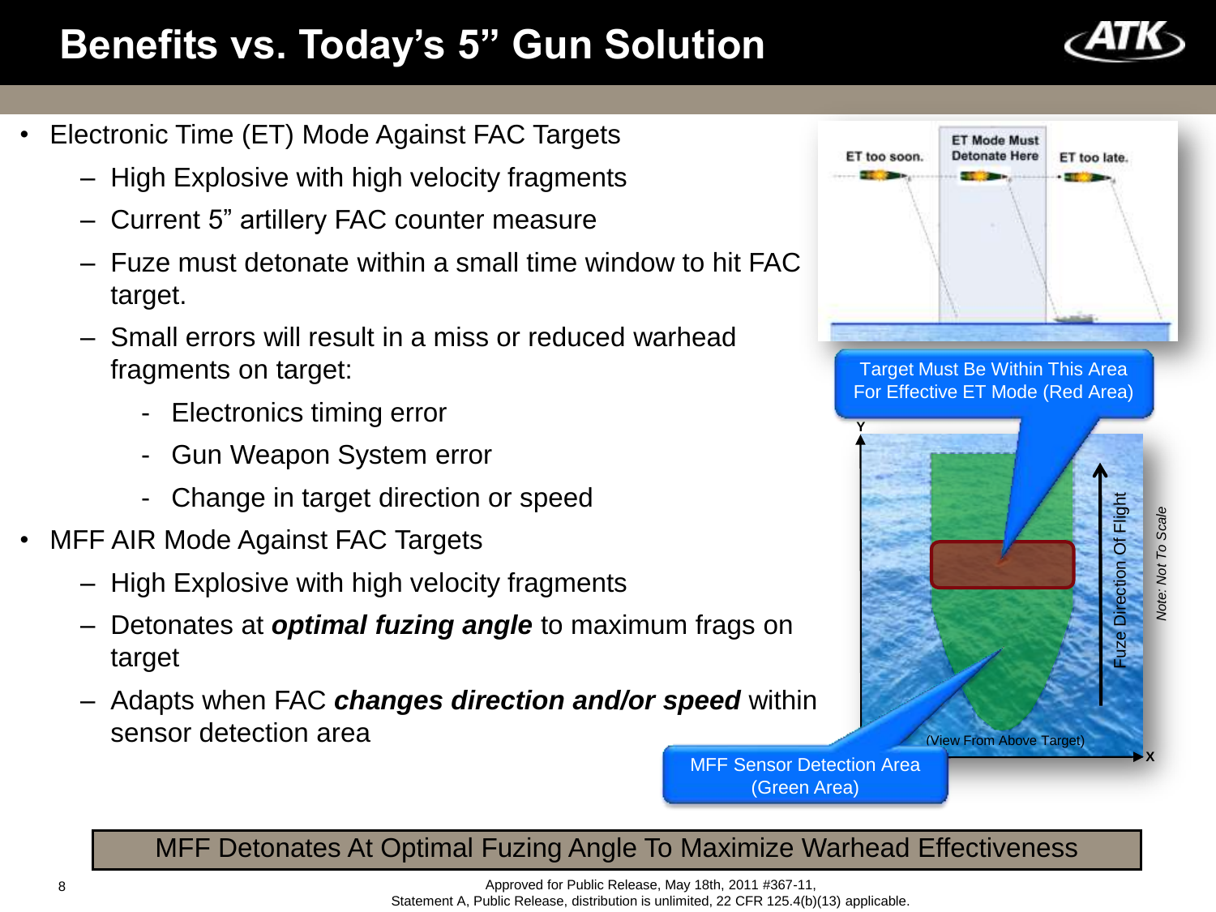# Benefits vs. Today's 5" Gun Solution

- Electronic Time (ET) Mode Against FAC Targets
  - High Explosive with high velocity fragments
  - Current 5" artillery FAC counter measure
  - Fuze must detonate within a small time window to hit FAC target.
  - Small errors will result in a miss or reduced warhead fragments on target:
    - Electronics timing error
    - Gun Weapon System error
    - Change in target direction or speed
- MFF AIR Mode Against FAC Targets
  - High Explosive with high velocity fragments
  - Detonates at ***optimal fuzing angle*** to maximum frags on target
  - Adapts when FAC ***changes direction and/or speed*** within sensor detection area

ET too soon. | ET Mode Must Detonate Here | ET too late.

Target Must Be Within This Area For Effective ET Mode (Red Area)

MFF Sensor Detection Area (Green Area)

Fuze Direction Of Flight

(View From Above Target)

*Note: Not To Scale*

**MFF Detonates At Optimal Fuzing Angle To Maximize Warhead Effectiveness**

Approved for Public Release, May 18th, 2011 #367-11,
Statement A, Public Release, distribution is unlimited, 22 CFR 125.4(b)(13) applicable.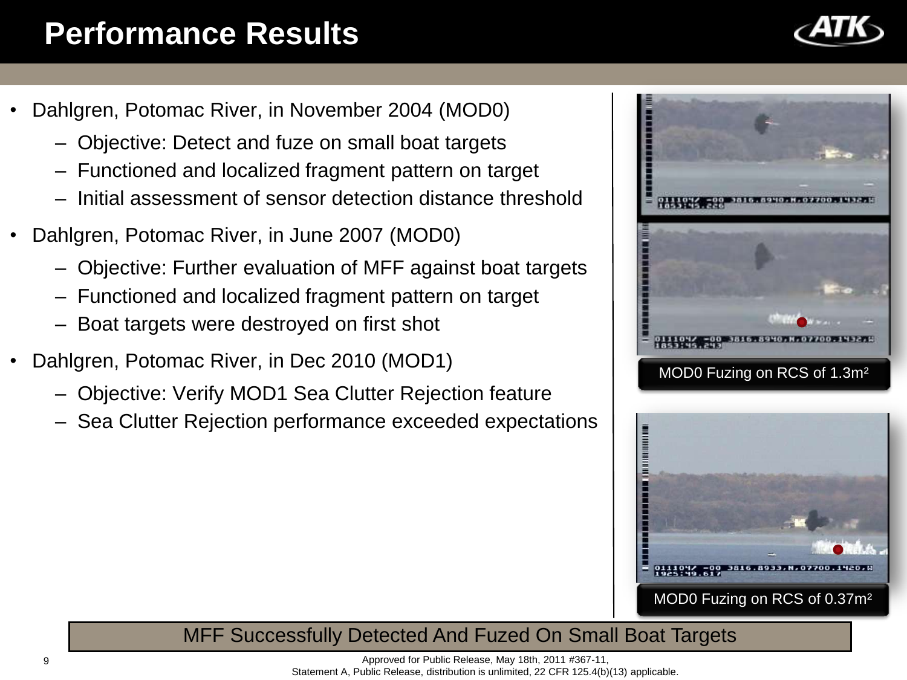# Performance Results

- Dahlgren, Potomac River, in November 2004 (MOD0)
  - Objective: Detect and fuze on small boat targets
  - Functioned and localized fragment pattern on target
  - Initial assessment of sensor detection distance threshold
- Dahlgren, Potomac River, in June 2007 (MOD0)
  - Objective: Further evaluation of MFF against boat targets
  - Functioned and localized fragment pattern on target
  - Boat targets were destroyed on first shot
- Dahlgren, Potomac River, in Dec 2010 (MOD1)
  - Objective: Verify MOD1 Sea Clutter Rejection feature
  - Sea Clutter Rejection performance exceeded expectations

MOD0 Fuzing on RCS of 1.3m²

MOD0 Fuzing on RCS of 0.37m²

**MFF Successfully Detected And Fuzed On Small Boat Targets**

Approved for Public Release, May 18th, 2011 #367-11,
Statement A, Public Release, distribution is unlimited, 22 CFR 125.4(b)(13) applicable.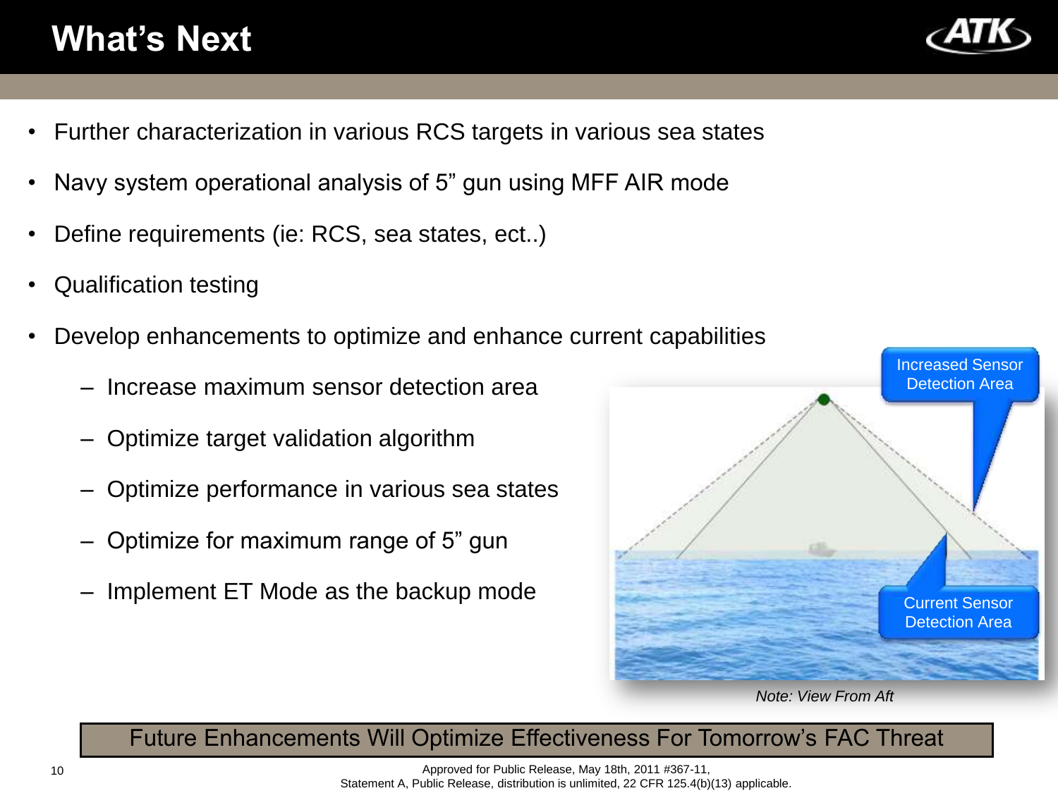# What's Next

- Further characterization in various RCS targets in various sea states
- Navy system operational analysis of 5" gun using MFF AIR mode
- Define requirements (ie: RCS, sea states, ect..)
- Qualification testing
- Develop enhancements to optimize and enhance current capabilities
  - Increase maximum sensor detection area
  - Optimize target validation algorithm
  - Optimize performance in various sea states
  - Optimize for maximum range of 5" gun
  - Implement ET Mode as the backup mode

Increased Sensor Detection Area

Current Sensor Detection Area

*Note: View From Aft*

**Future Enhancements Will Optimize Effectiveness For Tomorrow's FAC Threat**

Approved for Public Release, May 18th, 2011 #367-11,
Statement A, Public Release, distribution is unlimited, 22 CFR 125.4(b)(13) applicable.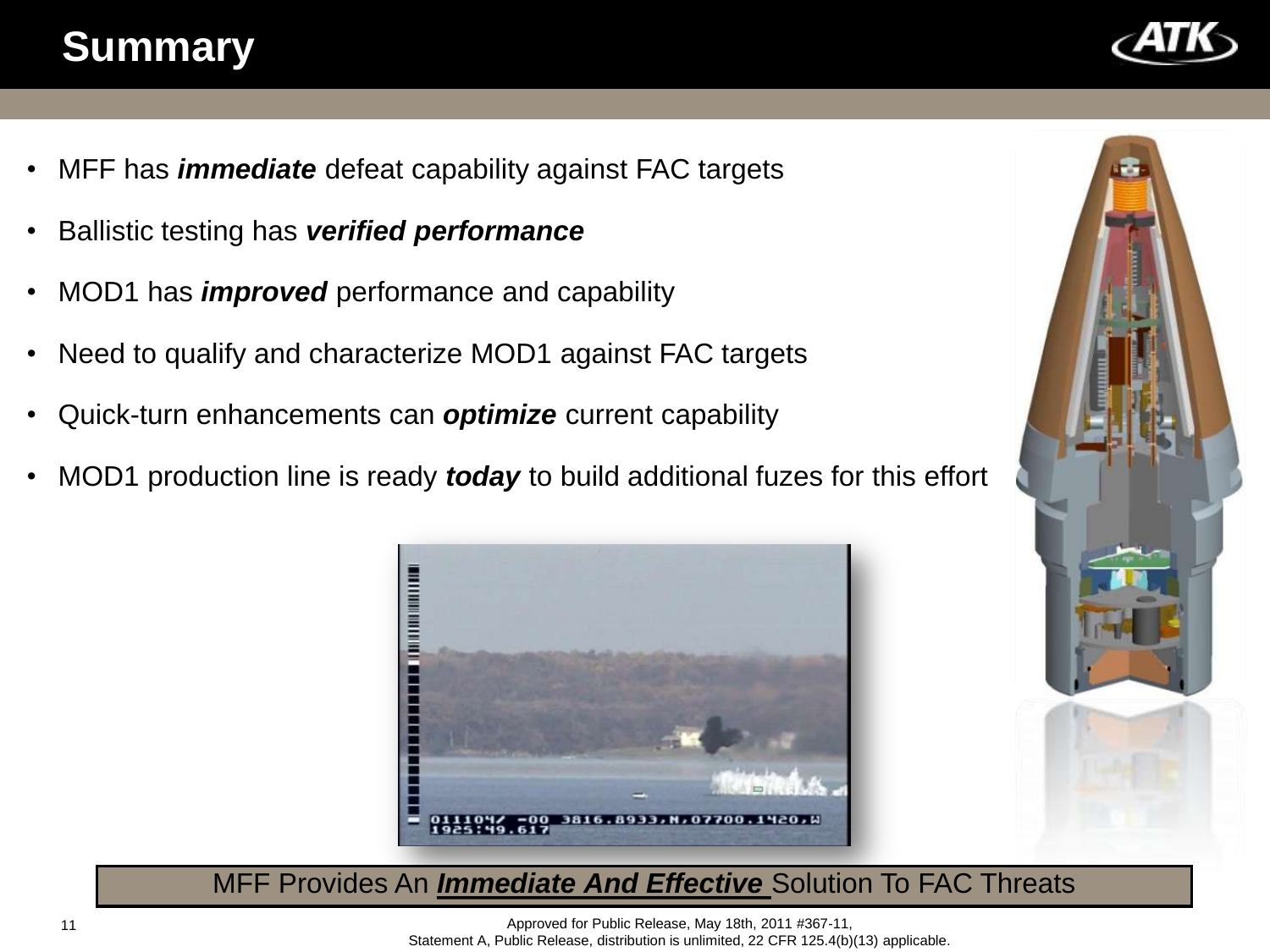# Summary

- MFF has ***immediate*** defeat capability against FAC targets
- Ballistic testing has ***verified performance***
- MOD1 has ***improved*** performance and capability
- Need to qualify and characterize MOD1 against FAC targets
- Quick-turn enhancements can ***optimize*** current capability
- MOD1 production line is ready ***today*** to build additional fuzes for this effort

MFF Provides An ***Immediate And Effective*** Solution To FAC Threats

Approved for Public Release, May 18th, 2011 #367-11,
Statement A, Public Release, distribution is unlimited, 22 CFR 125.4(b)(13) applicable.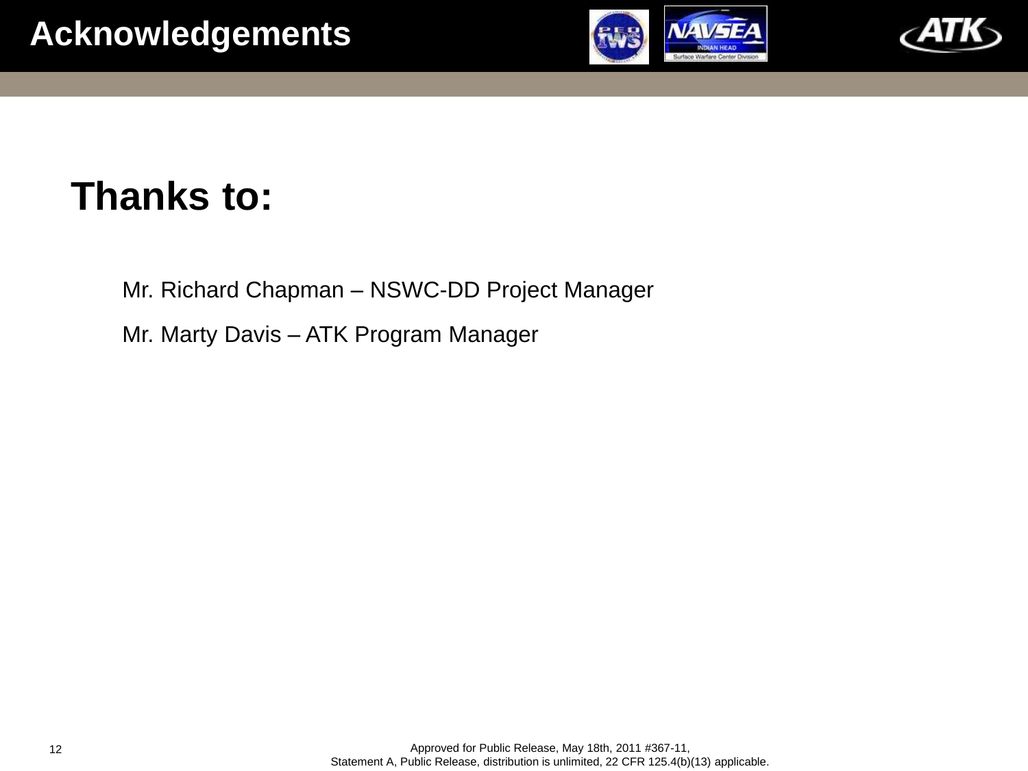# Acknowledgements

## Thanks to:

Mr. Richard Chapman – NSWC-DD Project Manager

Mr. Marty Davis – ATK Program Manager

Approved for Public Release, May 18th, 2011 #367-11,
Statement A, Public Release, distribution is unlimited, 22 CFR 125.4(b)(13) applicable.